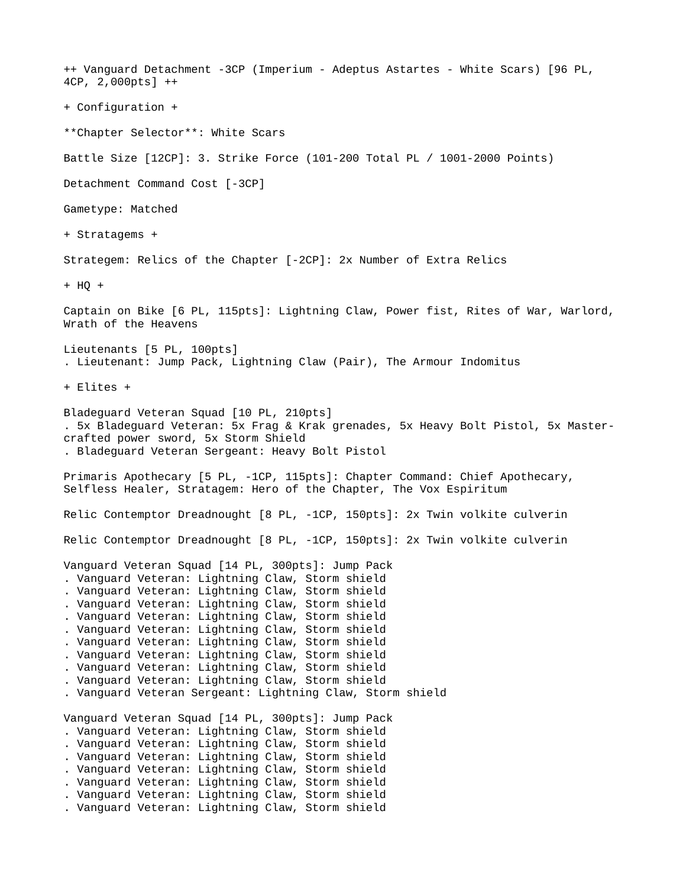++ Vanguard Detachment -3CP (Imperium - Adeptus Astartes - White Scars) [96 PL, 4CP, 2,000pts] ++

+ Configuration +

**Chapter Selector**: White Scars

Battle Size [12CP]: 3. Strike Force (101-200 Total PL / 1001-2000 Points)

Detachment Command Cost [-3CP]

Gametype: Matched

+ Stratagems +

Strategem: Relics of the Chapter [-2CP]: 2x Number of Extra Relics

+ HQ +

Captain on Bike [6 PL, 115pts]: Lightning Claw, Power fist, Rites of War, Warlord, Wrath of the Heavens

Lieutenants [5 PL, 100pts]
. Lieutenant: Jump Pack, Lightning Claw (Pair), The Armour Indomitus

+ Elites +

Bladeguard Veteran Squad [10 PL, 210pts]
. 5x Bladeguard Veteran: 5x Frag & Krak grenades, 5x Heavy Bolt Pistol, 5x Master-crafted power sword, 5x Storm Shield
. Bladeguard Veteran Sergeant: Heavy Bolt Pistol

Primaris Apothecary [5 PL, -1CP, 115pts]: Chapter Command: Chief Apothecary, Selfless Healer, Stratagem: Hero of the Chapter, The Vox Espiritum

Relic Contemptor Dreadnought [8 PL, -1CP, 150pts]: 2x Twin volkite culverin

Relic Contemptor Dreadnought [8 PL, -1CP, 150pts]: 2x Twin volkite culverin

Vanguard Veteran Squad [14 PL, 300pts]: Jump Pack
. Vanguard Veteran: Lightning Claw, Storm shield
. Vanguard Veteran: Lightning Claw, Storm shield
. Vanguard Veteran: Lightning Claw, Storm shield
. Vanguard Veteran: Lightning Claw, Storm shield
. Vanguard Veteran: Lightning Claw, Storm shield
. Vanguard Veteran: Lightning Claw, Storm shield
. Vanguard Veteran: Lightning Claw, Storm shield
. Vanguard Veteran: Lightning Claw, Storm shield
. Vanguard Veteran: Lightning Claw, Storm shield
. Vanguard Veteran Sergeant: Lightning Claw, Storm shield

Vanguard Veteran Squad [14 PL, 300pts]: Jump Pack
. Vanguard Veteran: Lightning Claw, Storm shield
. Vanguard Veteran: Lightning Claw, Storm shield
. Vanguard Veteran: Lightning Claw, Storm shield
. Vanguard Veteran: Lightning Claw, Storm shield
. Vanguard Veteran: Lightning Claw, Storm shield
. Vanguard Veteran: Lightning Claw, Storm shield
. Vanguard Veteran: Lightning Claw, Storm shield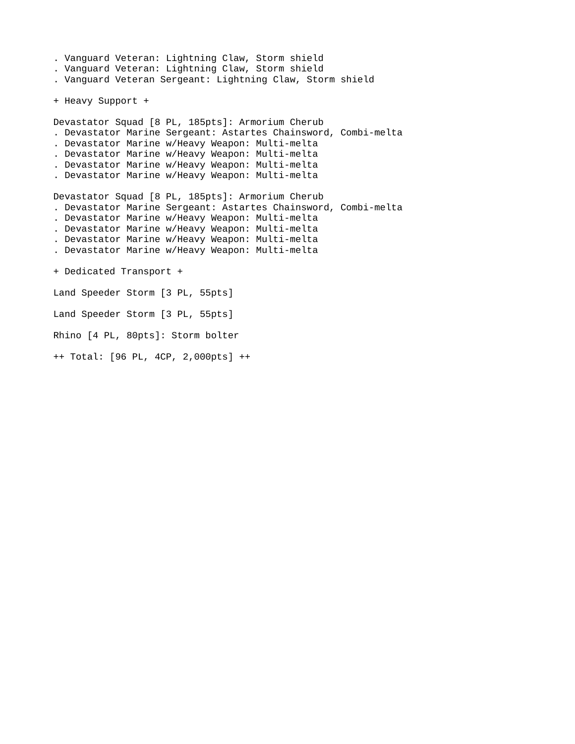. Vanguard Veteran: Lightning Claw, Storm shield
. Vanguard Veteran: Lightning Claw, Storm shield
. Vanguard Veteran Sergeant: Lightning Claw, Storm shield

+ Heavy Support +

Devastator Squad [8 PL, 185pts]: Armorium Cherub
. Devastator Marine Sergeant: Astartes Chainsword, Combi-melta
. Devastator Marine w/Heavy Weapon: Multi-melta
. Devastator Marine w/Heavy Weapon: Multi-melta
. Devastator Marine w/Heavy Weapon: Multi-melta
. Devastator Marine w/Heavy Weapon: Multi-melta

Devastator Squad [8 PL, 185pts]: Armorium Cherub
. Devastator Marine Sergeant: Astartes Chainsword, Combi-melta
. Devastator Marine w/Heavy Weapon: Multi-melta
. Devastator Marine w/Heavy Weapon: Multi-melta
. Devastator Marine w/Heavy Weapon: Multi-melta
. Devastator Marine w/Heavy Weapon: Multi-melta

+ Dedicated Transport +

Land Speeder Storm [3 PL, 55pts]

Land Speeder Storm [3 PL, 55pts]

Rhino [4 PL, 80pts]: Storm bolter

++ Total: [96 PL, 4CP, 2,000pts] ++